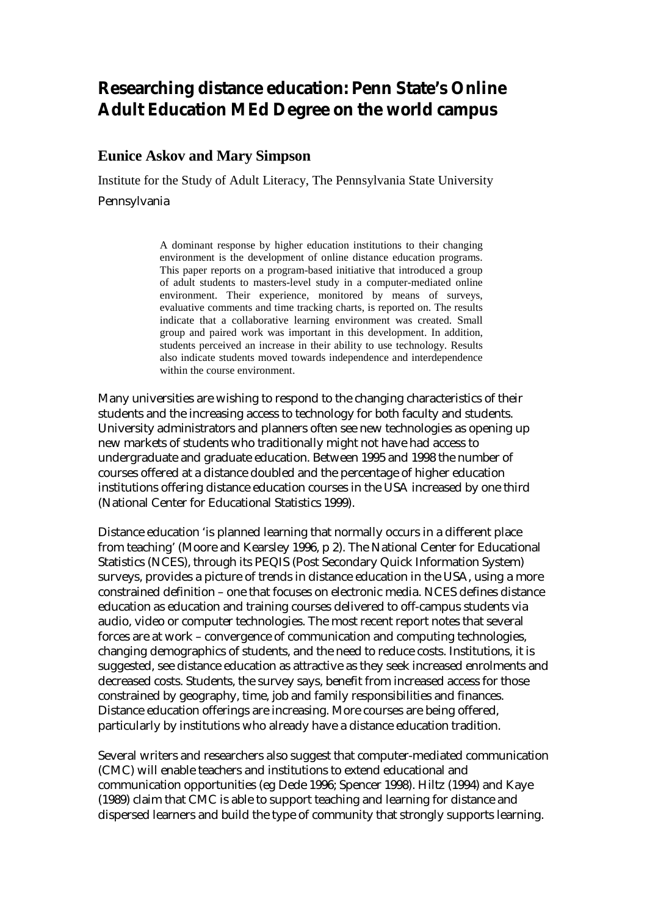# Researching distance education: Penn State's Online Adult Education MEd Degree on the world campus

## Eunice Askov and Mary Simpson

Institute for the Study of Adult Literacy, The Pennsylvania State University

Pennsylvania

> A dominant response by higher education institutions to their changing environment is the development of online distance education programs. This paper reports on a program-based initiative that introduced a group of adult students to masters-level study in a computer-mediated online environment. Their experience, monitored by means of surveys, evaluative comments and time tracking charts, is reported on. The results indicate that a collaborative learning environment was created. Small group and paired work was important in this development. In addition, students perceived an increase in their ability to use technology. Results also indicate students moved towards independence and interdependence within the course environment.

Many universities are wishing to respond to the changing characteristics of their students and the increasing access to technology for both faculty and students. University administrators and planners often see new technologies as opening up new markets of students who traditionally might not have had access to undergraduate and graduate education. Between 1995 and 1998 the number of courses offered at a distance doubled and the percentage of higher education institutions offering distance education courses in the USA increased by one third (National Center for Educational Statistics 1999).

Distance education 'is planned learning that normally occurs in a different place from teaching' (Moore and Kearsley 1996, p 2). The National Center for Educational Statistics (NCES), through its PEQIS (Post Secondary Quick Information System) surveys, provides a picture of trends in distance education in the USA, using a more constrained definition – one that focuses on electronic media. NCES defines distance education as education and training courses delivered to off-campus students via audio, video or computer technologies. The most recent report notes that several forces are at work – convergence of communication and computing technologies, changing demographics of students, and the need to reduce costs. Institutions, it is suggested, see distance education as attractive as they seek increased enrolments and decreased costs. Students, the survey says, benefit from increased access for those constrained by geography, time, job and family responsibilities and finances. Distance education offerings are increasing. More courses are being offered, particularly by institutions who already have a distance education tradition.

Several writers and researchers also suggest that computer-mediated communication (CMC) will enable teachers and institutions to extend educational and communication opportunities (eg Dede 1996; Spencer 1998). Hiltz (1994) and Kaye (1989) claim that CMC is able to support teaching and learning for distance and dispersed learners and build the type of community that strongly supports learning.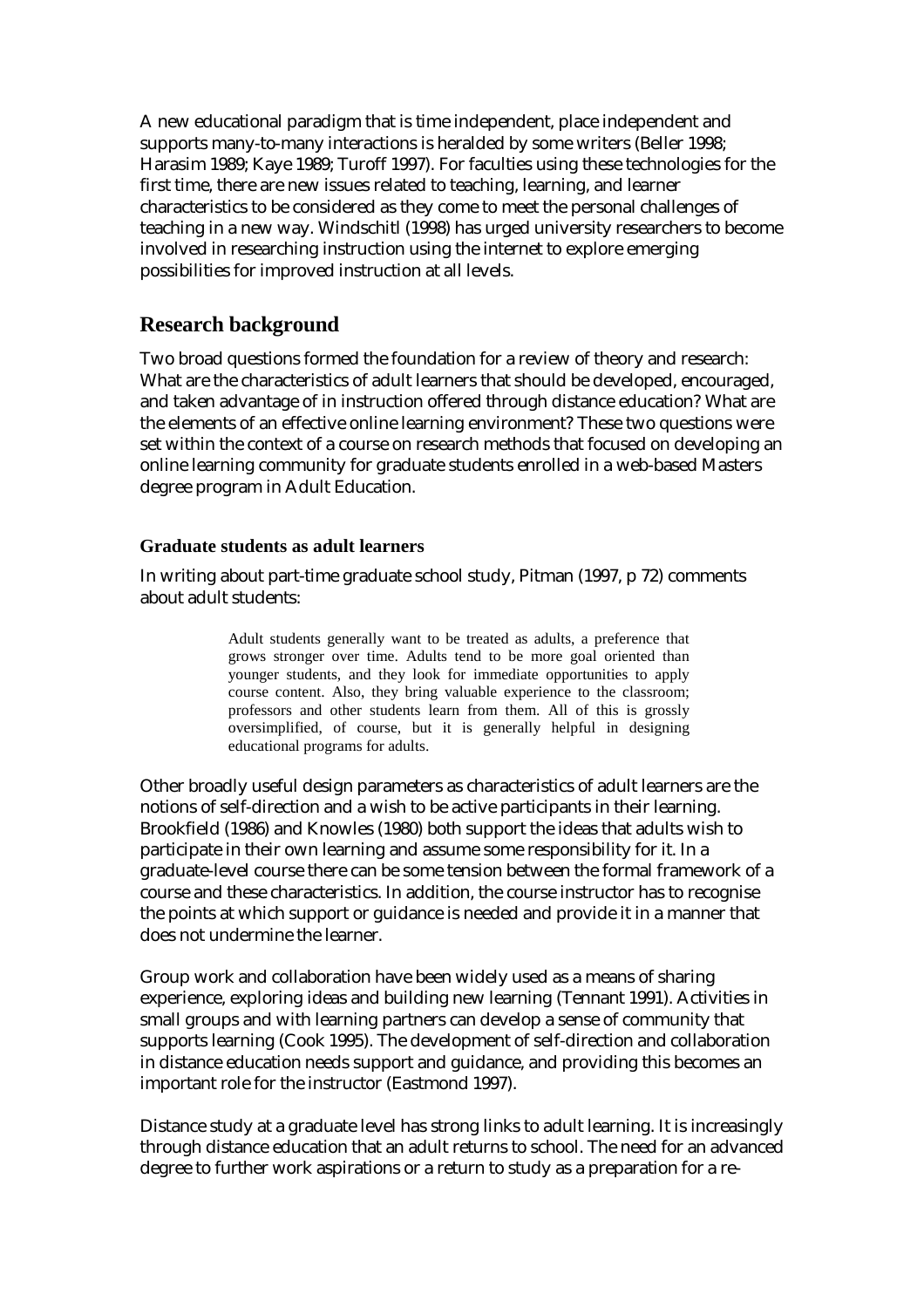A new educational paradigm that is time independent, place independent and supports many-to-many interactions is heralded by some writers (Beller 1998; Harasim 1989; Kaye 1989; Turoff 1997). For faculties using these technologies for the first time, there are new issues related to teaching, learning, and learner characteristics to be considered as they come to meet the personal challenges of teaching in a new way. Windschitl (1998) has urged university researchers to become involved in researching instruction using the internet to explore emerging possibilities for improved instruction at all levels.

## Research background

Two broad questions formed the foundation for a review of theory and research: What are the characteristics of adult learners that should be developed, encouraged, and taken advantage of in instruction offered through distance education? What are the elements of an effective online learning environment? These two questions were set within the context of a course on research methods that focused on developing an online learning community for graduate students enrolled in a web-based Masters degree program in Adult Education.

### Graduate students as adult learners

In writing about part-time graduate school study, Pitman (1997, p 72) comments about adult students:

> Adult students generally want to be treated as adults, a preference that grows stronger over time. Adults tend to be more goal oriented than younger students, and they look for immediate opportunities to apply course content. Also, they bring valuable experience to the classroom; professors and other students learn from them. All of this is grossly oversimplified, of course, but it is generally helpful in designing educational programs for adults.

Other broadly useful design parameters as characteristics of adult learners are the notions of self-direction and a wish to be active participants in their learning. Brookfield (1986) and Knowles (1980) both support the ideas that adults wish to participate in their own learning and assume some responsibility for it. In a graduate-level course there can be some tension between the formal framework of a course and these characteristics. In addition, the course instructor has to recognise the points at which support or guidance is needed and provide it in a manner that does not undermine the learner.

Group work and collaboration have been widely used as a means of sharing experience, exploring ideas and building new learning (Tennant 1991). Activities in small groups and with learning partners can develop a sense of community that supports learning (Cook 1995). The development of self-direction and collaboration in distance education needs support and guidance, and providing this becomes an important role for the instructor (Eastmond 1997).

Distance study at a graduate level has strong links to adult learning. It is increasingly through distance education that an adult returns to school. The need for an advanced degree to further work aspirations or a return to study as a preparation for a re-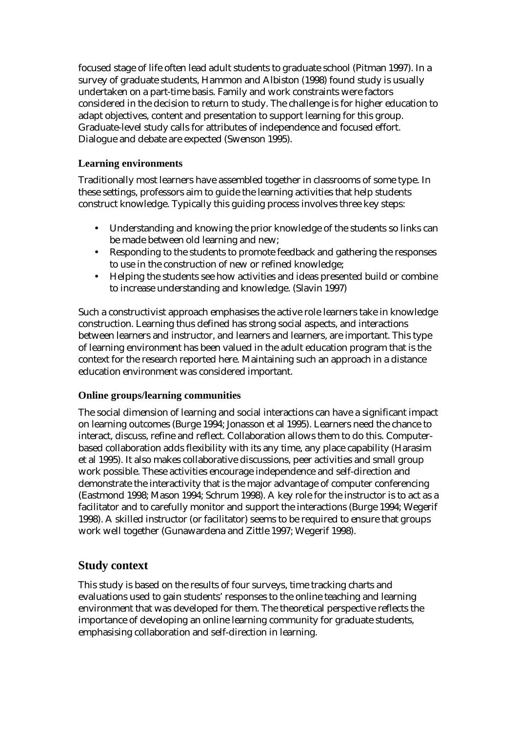focused stage of life often lead adult students to graduate school (Pitman 1997). In a survey of graduate students, Hammon and Albiston (1998) found study is usually undertaken on a part-time basis. Family and work constraints were factors considered in the decision to return to study. The challenge is for higher education to adapt objectives, content and presentation to support learning for this group. Graduate-level study calls for attributes of independence and focused effort. Dialogue and debate are expected (Swenson 1995).

### Learning environments

Traditionally most learners have assembled together in classrooms of some type. In these settings, professors aim to guide the learning activities that help students construct knowledge. Typically this guiding process involves three key steps:

- Understanding and knowing the prior knowledge of the students so links can be made between old learning and new;
- Responding to the students to promote feedback and gathering the responses to use in the construction of new or refined knowledge;
- Helping the students see how activities and ideas presented build or combine to increase understanding and knowledge. (Slavin 1997)

Such a constructivist approach emphasises the active role learners take in knowledge construction. Learning thus defined has strong social aspects, and interactions between learners and instructor, and learners and learners, are important. This type of learning environment has been valued in the adult education program that is the context for the research reported here. Maintaining such an approach in a distance education environment was considered important.

### Online groups/learning communities

The social dimension of learning and social interactions can have a significant impact on learning outcomes (Burge 1994; Jonasson et al 1995). Learners need the chance to interact, discuss, refine and reflect. Collaboration allows them to do this. Computer-based collaboration adds flexibility with its any time, any place capability (Harasim et al 1995). It also makes collaborative discussions, peer activities and small group work possible. These activities encourage independence and self-direction and demonstrate the interactivity that is the major advantage of computer conferencing (Eastmond 1998; Mason 1994; Schrum 1998). A key role for the instructor is to act as a facilitator and to carefully monitor and support the interactions (Burge 1994; Wegerif 1998). A skilled instructor (or facilitator) seems to be required to ensure that groups work well together (Gunawardena and Zittle 1997; Wegerif 1998).

## Study context

This study is based on the results of four surveys, time tracking charts and evaluations used to gain students' responses to the online teaching and learning environment that was developed for them. The theoretical perspective reflects the importance of developing an online learning community for graduate students, emphasising collaboration and self-direction in learning.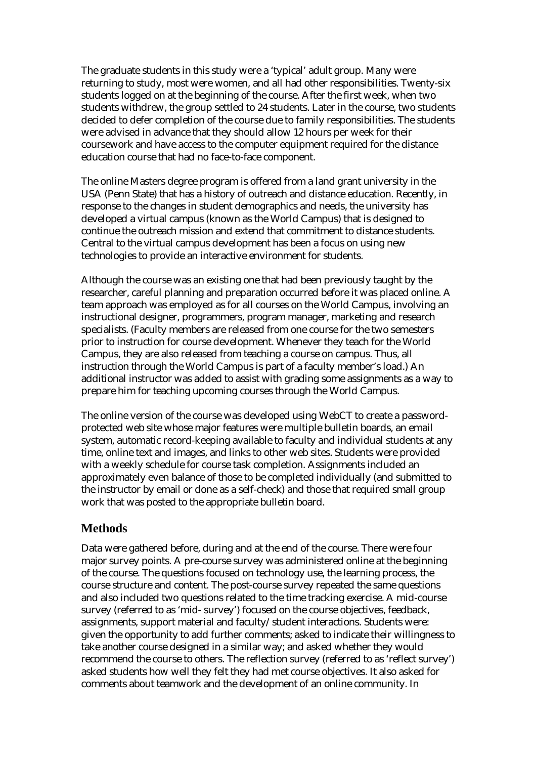The graduate students in this study were a 'typical' adult group. Many were returning to study, most were women, and all had other responsibilities. Twenty-six students logged on at the beginning of the course. After the first week, when two students withdrew, the group settled to 24 students. Later in the course, two students decided to defer completion of the course due to family responsibilities. The students were advised in advance that they should allow 12 hours per week for their coursework and have access to the computer equipment required for the distance education course that had no face-to-face component.

The online Masters degree program is offered from a land grant university in the USA (Penn State) that has a history of outreach and distance education. Recently, in response to the changes in student demographics and needs, the university has developed a virtual campus (known as the World Campus) that is designed to continue the outreach mission and extend that commitment to distance students. Central to the virtual campus development has been a focus on using new technologies to provide an interactive environment for students.

Although the course was an existing one that had been previously taught by the researcher, careful planning and preparation occurred before it was placed online. A team approach was employed as for all courses on the World Campus, involving an instructional designer, programmers, program manager, marketing and research specialists. (Faculty members are released from one course for the two semesters prior to instruction for course development. Whenever they teach for the World Campus, they are also released from teaching a course on campus. Thus, all instruction through the World Campus is part of a faculty member's load.) An additional instructor was added to assist with grading some assignments as a way to prepare him for teaching upcoming courses through the World Campus.

The online version of the course was developed using WebCT to create a password-protected web site whose major features were multiple bulletin boards, an email system, automatic record-keeping available to faculty and individual students at any time, online text and images, and links to other web sites. Students were provided with a weekly schedule for course task completion. Assignments included an approximately even balance of those to be completed individually (and submitted to the instructor by email or done as a self-check) and those that required small group work that was posted to the appropriate bulletin board.

## Methods

Data were gathered before, during and at the end of the course. There were four major survey points. A pre-course survey was administered online at the beginning of the course. The questions focused on technology use, the learning process, the course structure and content. The post-course survey repeated the same questions and also included two questions related to the time tracking exercise. A mid-course survey (referred to as 'mid- survey') focused on the course objectives, feedback, assignments, support material and faculty/student interactions. Students were: given the opportunity to add further comments; asked to indicate their willingness to take another course designed in a similar way; and asked whether they would recommend the course to others. The reflection survey (referred to as 'reflect survey') asked students how well they felt they had met course objectives. It also asked for comments about teamwork and the development of an online community. In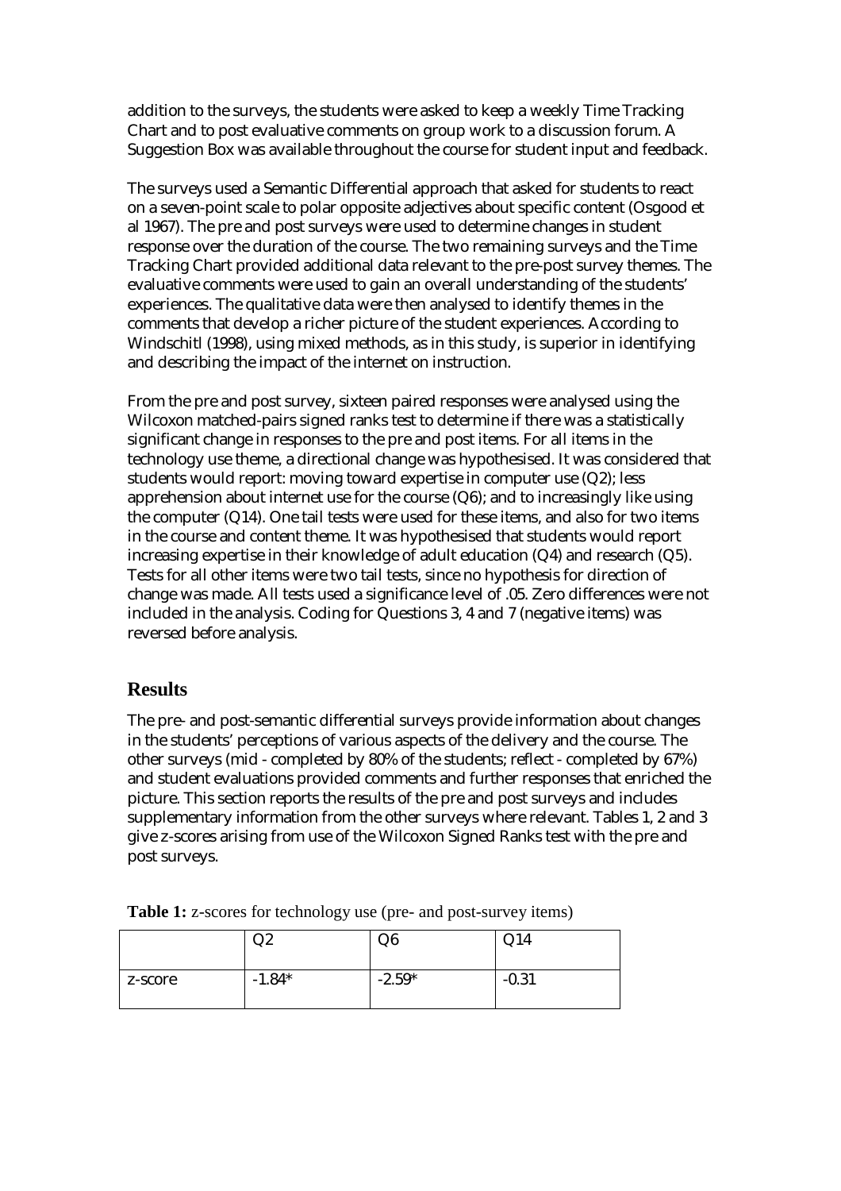addition to the surveys, the students were asked to keep a weekly Time Tracking Chart and to post evaluative comments on group work to a discussion forum. A Suggestion Box was available throughout the course for student input and feedback.

The surveys used a Semantic Differential approach that asked for students to react on a seven-point scale to polar opposite adjectives about specific content (Osgood et al 1967). The pre and post surveys were used to determine changes in student response over the duration of the course. The two remaining surveys and the Time Tracking Chart provided additional data relevant to the pre-post survey themes. The evaluative comments were used to gain an overall understanding of the students' experiences. The qualitative data were then analysed to identify themes in the comments that develop a richer picture of the student experiences. According to Windschitl (1998), using mixed methods, as in this study, is superior in identifying and describing the impact of the internet on instruction.

From the pre and post survey, sixteen paired responses were analysed using the Wilcoxon matched-pairs signed ranks test to determine if there was a statistically significant change in responses to the pre and post items. For all items in the technology use theme, a directional change was hypothesised. It was considered that students would report: moving toward expertise in computer use (Q2); less apprehension about internet use for the course (Q6); and to increasingly like using the computer (Q14). One tail tests were used for these items, and also for two items in the course and content theme. It was hypothesised that students would report increasing expertise in their knowledge of adult education (Q4) and research (Q5). Tests for all other items were two tail tests, since no hypothesis for direction of change was made. All tests used a significance level of .05. Zero differences were not included in the analysis. Coding for Questions 3, 4 and 7 (negative items) was reversed before analysis.

## Results

The pre- and post-semantic differential surveys provide information about changes in the students' perceptions of various aspects of the delivery and the course. The other surveys (mid - completed by 80% of the students; reflect - completed by 67%) and student evaluations provided comments and further responses that enriched the picture. This section reports the results of the pre and post surveys and includes supplementary information from the other surveys where relevant. Tables 1, 2 and 3 give z-scores arising from use of the Wilcoxon Signed Ranks test with the pre and post surveys.

**Table 1:** z-scores for technology use (pre- and post-survey items)

| | Q2 | Q6 | Q14 |
|---|---|---|---|
| z-score | -1.84* | -2.59* | -0.31 |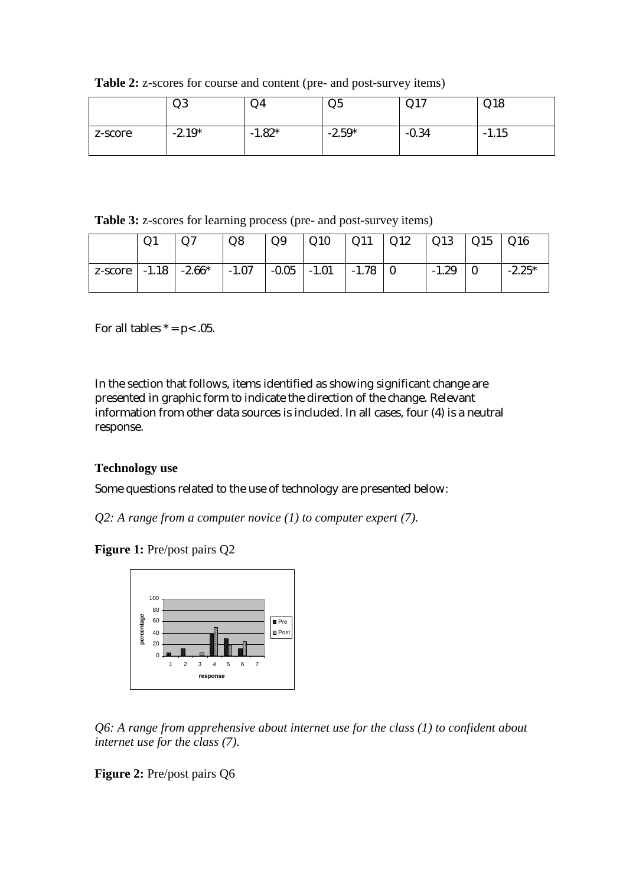**Table 2:** z-scores for course and content (pre- and post-survey items)

| | Q3 | Q4 | Q5 | Q17 | Q18 |
|---|---|---|---|---|---|
| z-score | -2.19* | -1.82* | -2.59* | -0.34 | -1.15 |

**Table 3:** z-scores for learning process (pre- and post-survey items)

| | Q1 | Q7 | Q8 | Q9 | Q10 | Q11 | Q12 | Q13 | Q15 | Q16 |
|---|---|---|---|---|---|---|---|---|---|---|
| z-score | -1.18 | -2.66* | -1.07 | -0.05 | -1.01 | -1.78 | 0 | -1.29 | 0 | -2.25* |

For all tables * = $p < .05$.

In the section that follows, items identified as showing significant change are presented in graphic form to indicate the direction of the change. Relevant information from other data sources is included. In all cases, four (4) is a neutral response.

### Technology use

Some questions related to the use of technology are presented below:

*Q2: A range from a computer novice (1) to computer expert (7).*

**Figure 1:** Pre/post pairs Q2

*Q6: A range from apprehensive about internet use for the class (1) to confident about internet use for the class (7).*

**Figure 2:** Pre/post pairs Q6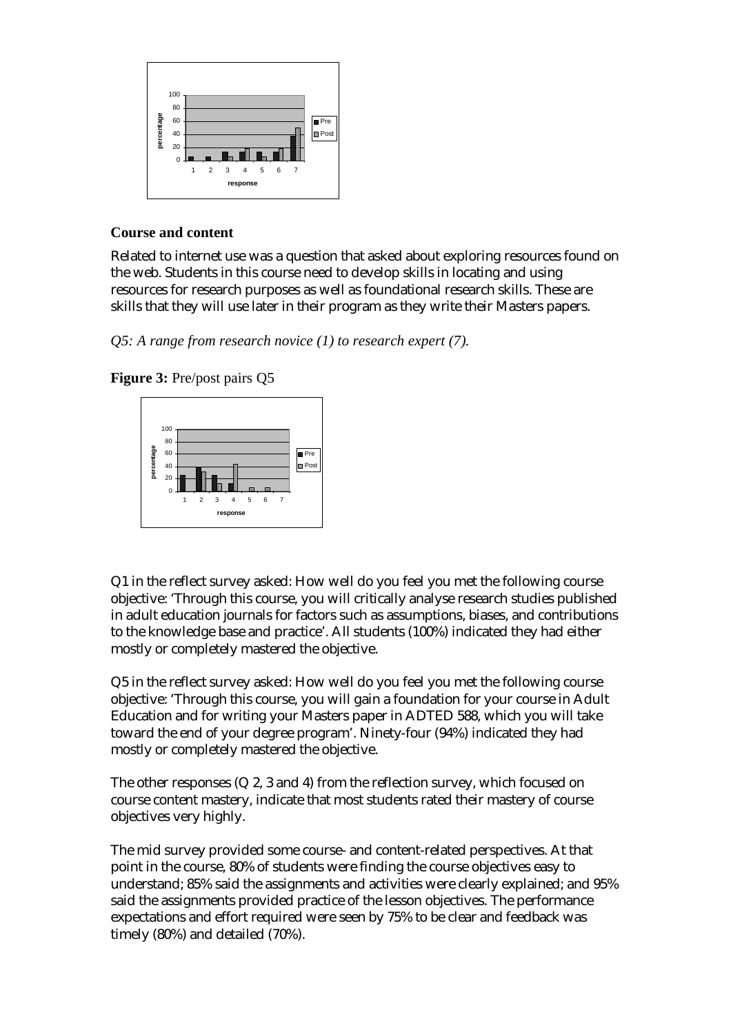## Course and content

Related to internet use was a question that asked about exploring resources found on the web. Students in this course need to develop skills in locating and using resources for research purposes as well as foundational research skills. These are skills that they will use later in their program as they write their Masters papers.

*Q5: A range from research novice (1) to research expert (7).*

**Figure 3:** Pre/post pairs Q5

Q1 in the reflect survey asked: How well do you feel you met the following course objective: 'Through this course, you will critically analyse research studies published in adult education journals for factors such as assumptions, biases, and contributions to the knowledge base and practice'. All students (100%) indicated they had either mostly or completely mastered the objective.

Q5 in the reflect survey asked: How well do you feel you met the following course objective: 'Through this course, you will gain a foundation for your course in Adult Education and for writing your Masters paper in ADTED 588, which you will take toward the end of your degree program'. Ninety-four (94%) indicated they had mostly or completely mastered the objective.

The other responses (Q 2, 3 and 4) from the reflection survey, which focused on course content mastery, indicate that most students rated their mastery of course objectives very highly.

The mid survey provided some course- and content-related perspectives. At that point in the course, 80% of students were finding the course objectives easy to understand; 85% said the assignments and activities were clearly explained; and 95% said the assignments provided practice of the lesson objectives. The performance expectations and effort required were seen by 75% to be clear and feedback was timely (80%) and detailed (70%).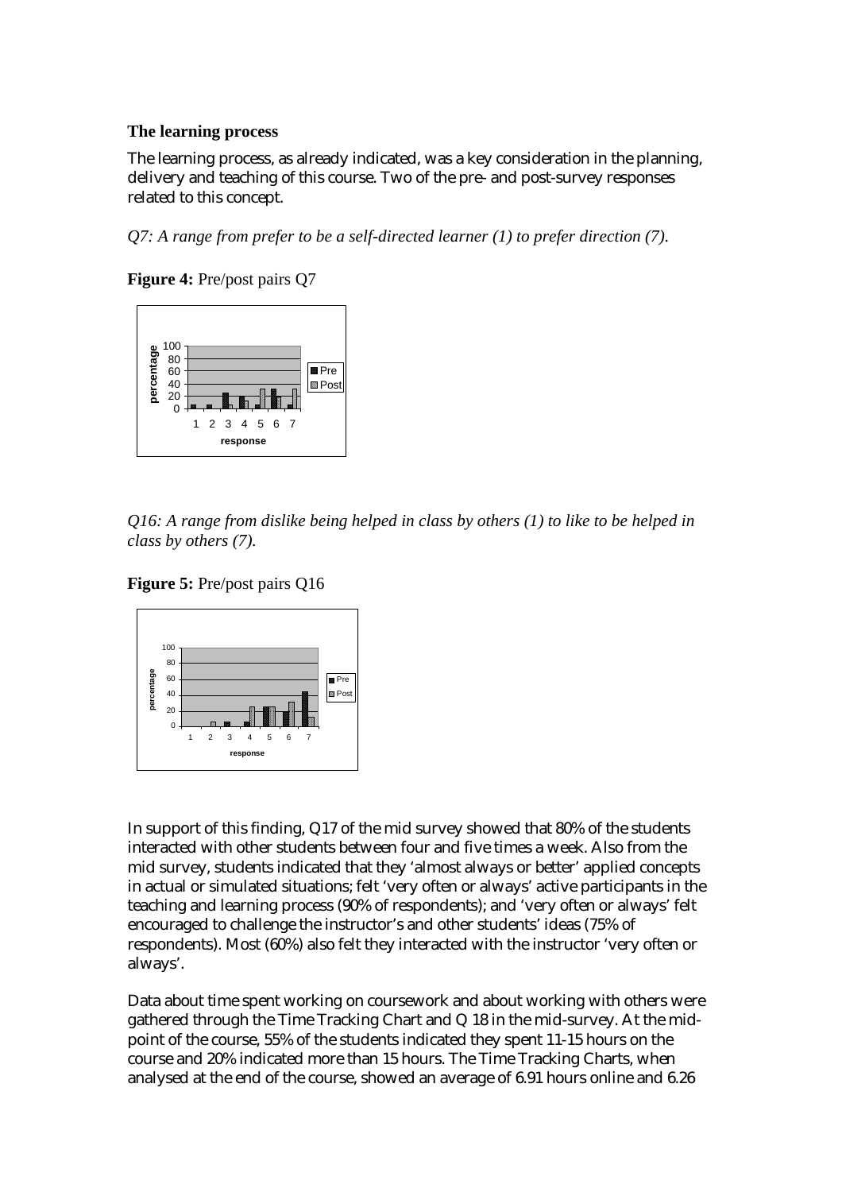### The learning process

The learning process, as already indicated, was a key consideration in the planning, delivery and teaching of this course. Two of the pre- and post-survey responses related to this concept.

*Q7: A range from prefer to be a self-directed learner (1) to prefer direction (7).*

**Figure 4:** Pre/post pairs Q7

*Q16: A range from dislike being helped in class by others (1) to like to be helped in class by others (7).*

**Figure 5:** Pre/post pairs Q16

In support of this finding, Q17 of the mid survey showed that 80% of the students interacted with other students between four and five times a week. Also from the mid survey, students indicated that they 'almost always or better' applied concepts in actual or simulated situations; felt 'very often or always' active participants in the teaching and learning process (90% of respondents); and 'very often or always' felt encouraged to challenge the instructor's and other students' ideas (75% of respondents). Most (60%) also felt they interacted with the instructor 'very often or always'.

Data about time spent working on coursework and about working with others were gathered through the Time Tracking Chart and Q 18 in the mid-survey. At the mid-point of the course, 55% of the students indicated they spent 11-15 hours on the course and 20% indicated more than 15 hours. The Time Tracking Charts, when analysed at the end of the course, showed an average of 6.91 hours online and 6.26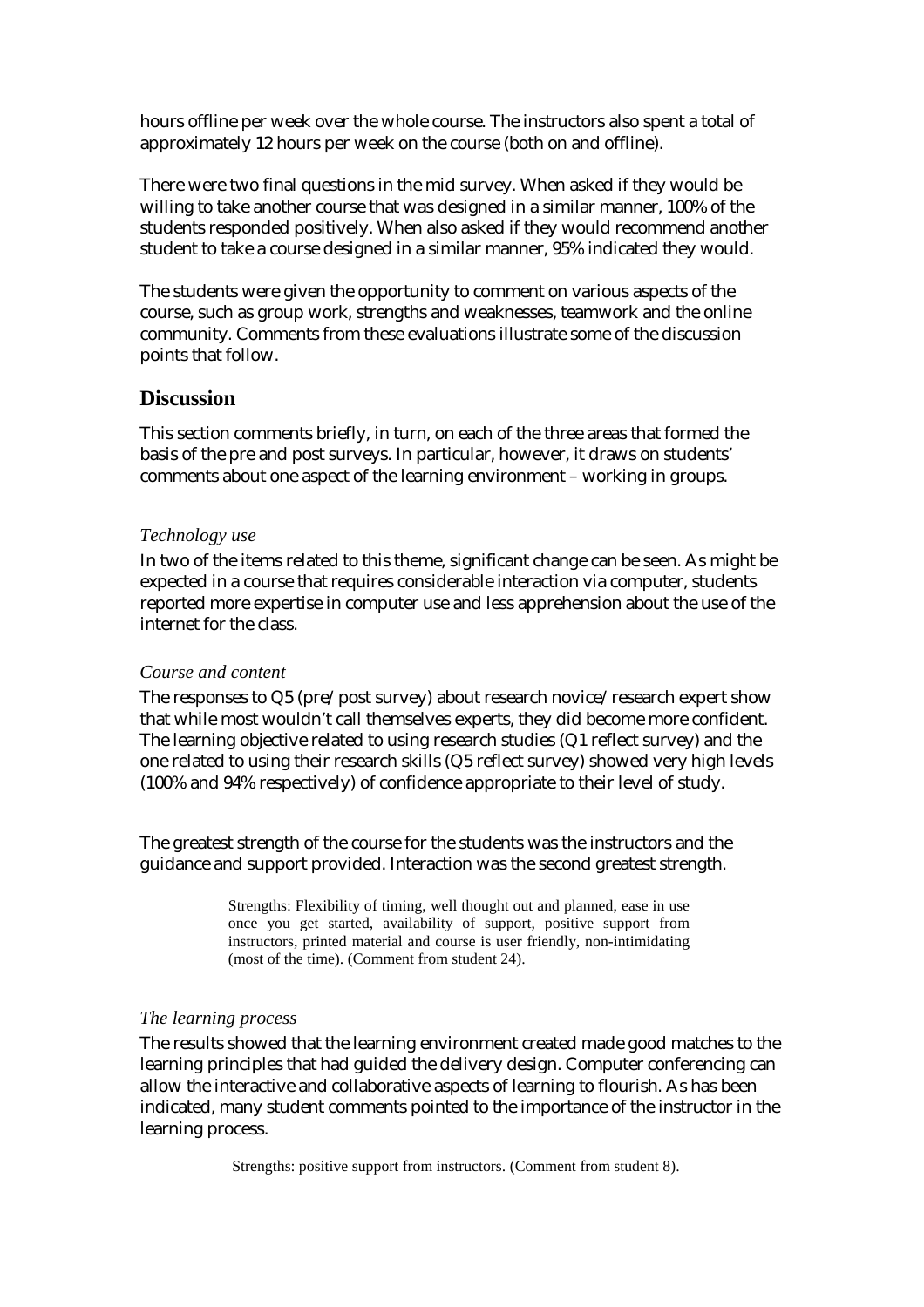hours offline per week over the whole course. The instructors also spent a total of approximately 12 hours per week on the course (both on and offline).

There were two final questions in the mid survey. When asked if they would be willing to take another course that was designed in a similar manner, 100% of the students responded positively. When also asked if they would recommend another student to take a course designed in a similar manner, 95% indicated they would.

The students were given the opportunity to comment on various aspects of the course, such as group work, strengths and weaknesses, teamwork and the online community. Comments from these evaluations illustrate some of the discussion points that follow.

## Discussion

This section comments briefly, in turn, on each of the three areas that formed the basis of the pre and post surveys. In particular, however, it draws on students' comments about one aspect of the learning environment – working in groups.

### *Technology use*

In two of the items related to this theme, significant change can be seen. As might be expected in a course that requires considerable interaction via computer, students reported more expertise in computer use and less apprehension about the use of the internet for the class.

### *Course and content*

The responses to Q5 (pre/post survey) about research novice/research expert show that while most wouldn't call themselves experts, they did become more confident. The learning objective related to using research studies (Q1 reflect survey) and the one related to using their research skills (Q5 reflect survey) showed very high levels (100% and 94% respectively) of confidence appropriate to their level of study.

The greatest strength of the course for the students was the instructors and the guidance and support provided. Interaction was the second greatest strength.

> Strengths: Flexibility of timing, well thought out and planned, ease in use once you get started, availability of support, positive support from instructors, printed material and course is user friendly, non-intimidating (most of the time). (Comment from student 24).

### *The learning process*

The results showed that the learning environment created made good matches to the learning principles that had guided the delivery design. Computer conferencing can allow the interactive and collaborative aspects of learning to flourish. As has been indicated, many student comments pointed to the importance of the instructor in the learning process.

> Strengths: positive support from instructors. (Comment from student 8).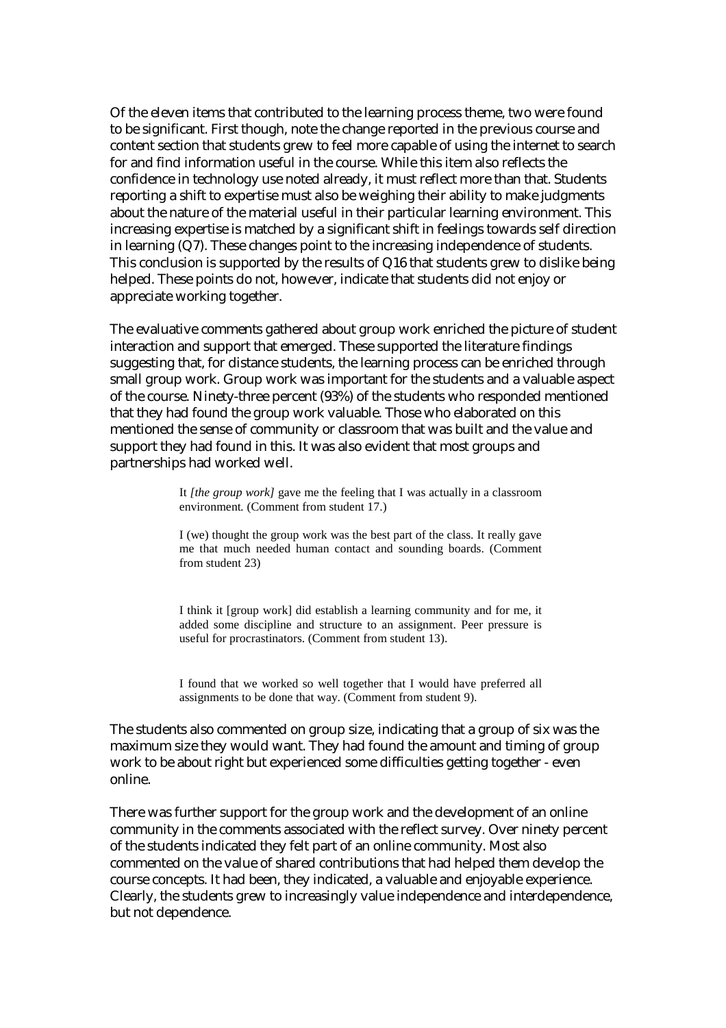Of the eleven items that contributed to the learning process theme, two were found to be significant. First though, note the change reported in the previous course and content section that students grew to feel more capable of using the internet to search for and find information useful in the course. While this item also reflects the confidence in technology use noted already, it must reflect more than that. Students reporting a shift to expertise must also be weighing their ability to make judgments about the nature of the material useful in their particular learning environment. This increasing expertise is matched by a significant shift in feelings towards self direction in learning (Q7). These changes point to the increasing independence of students. This conclusion is supported by the results of Q16 that students grew to dislike being helped. These points do not, however, indicate that students did not enjoy or appreciate working together.

The evaluative comments gathered about group work enriched the picture of student interaction and support that emerged. These supported the literature findings suggesting that, for distance students, the learning process can be enriched through small group work. Group work was important for the students and a valuable aspect of the course. Ninety-three percent (93%) of the students who responded mentioned that they had found the group work valuable. Those who elaborated on this mentioned the sense of community or classroom that was built and the value and support they had found in this. It was also evident that most groups and partnerships had worked well.

> It *[the group work]* gave me the feeling that I was actually in a classroom environment. (Comment from student 17.)
>
> I (we) thought the group work was the best part of the class. It really gave me that much needed human contact and sounding boards. (Comment from student 23)
>
> I think it [group work] did establish a learning community and for me, it added some discipline and structure to an assignment. Peer pressure is useful for procrastinators. (Comment from student 13).
>
> I found that we worked so well together that I would have preferred all assignments to be done that way. (Comment from student 9).

The students also commented on group size, indicating that a group of six was the maximum size they would want. They had found the amount and timing of group work to be about right but experienced some difficulties getting together - even online.

There was further support for the group work and the development of an online community in the comments associated with the reflect survey. Over ninety percent of the students indicated they felt part of an online community. Most also commented on the value of shared contributions that had helped them develop the course concepts. It had been, they indicated, a valuable and enjoyable experience. Clearly, the students grew to increasingly value independence and interdependence, but not dependence.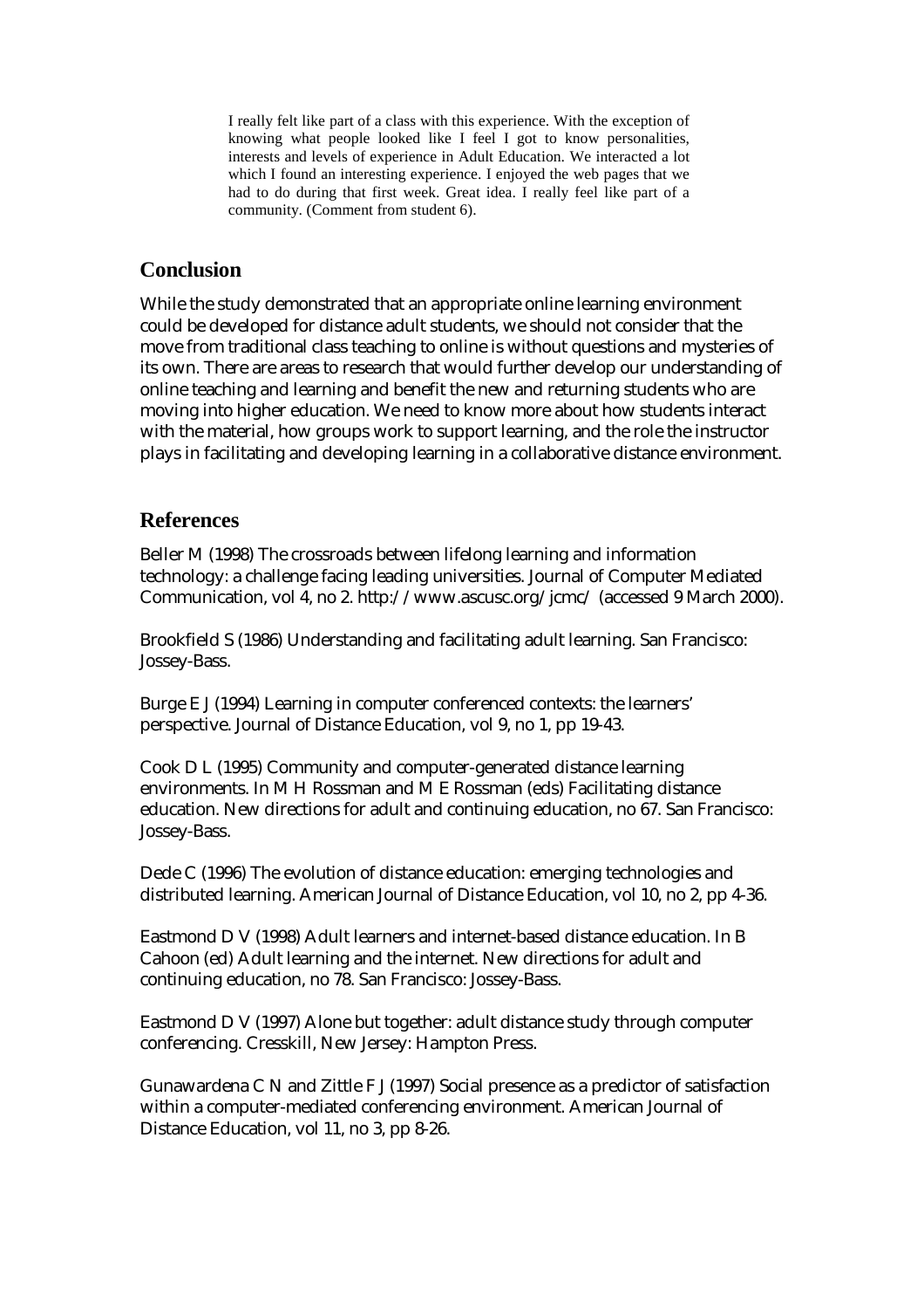> I really felt like part of a class with this experience. With the exception of knowing what people looked like I feel I got to know personalities, interests and levels of experience in Adult Education. We interacted a lot which I found an interesting experience. I enjoyed the web pages that we had to do during that first week. Great idea. I really feel like part of a community. (Comment from student 6).

## Conclusion

While the study demonstrated that an appropriate online learning environment could be developed for distance adult students, we should not consider that the move from traditional class teaching to online is without questions and mysteries of its own. There are areas to research that would further develop our understanding of online teaching and learning and benefit the new and returning students who are moving into higher education. We need to know more about how students interact with the material, how groups work to support learning, and the role the instructor plays in facilitating and developing learning in a collaborative distance environment.

## References

Beller M (1998) The crossroads between lifelong learning and information technology: a challenge facing leading universities. Journal of Computer Mediated Communication, vol 4, no 2. http://www.ascusc.org/jcmc/ (accessed 9 March 2000).

Brookfield S (1986) Understanding and facilitating adult learning. San Francisco: Jossey-Bass.

Burge E J (1994) Learning in computer conferenced contexts: the learners' perspective. Journal of Distance Education, vol 9, no 1, pp 19-43.

Cook D L (1995) Community and computer-generated distance learning environments. In M H Rossman and M E Rossman (eds) Facilitating distance education. New directions for adult and continuing education, no 67. San Francisco: Jossey-Bass.

Dede C (1996) The evolution of distance education: emerging technologies and distributed learning. American Journal of Distance Education, vol 10, no 2, pp 4-36.

Eastmond D V (1998) Adult learners and internet-based distance education. In B Cahoon (ed) Adult learning and the internet. New directions for adult and continuing education, no 78. San Francisco: Jossey-Bass.

Eastmond D V (1997) Alone but together: adult distance study through computer conferencing. Cresskill, New Jersey: Hampton Press.

Gunawardena C N and Zittle F J (1997) Social presence as a predictor of satisfaction within a computer-mediated conferencing environment. American Journal of Distance Education, vol 11, no 3, pp 8-26.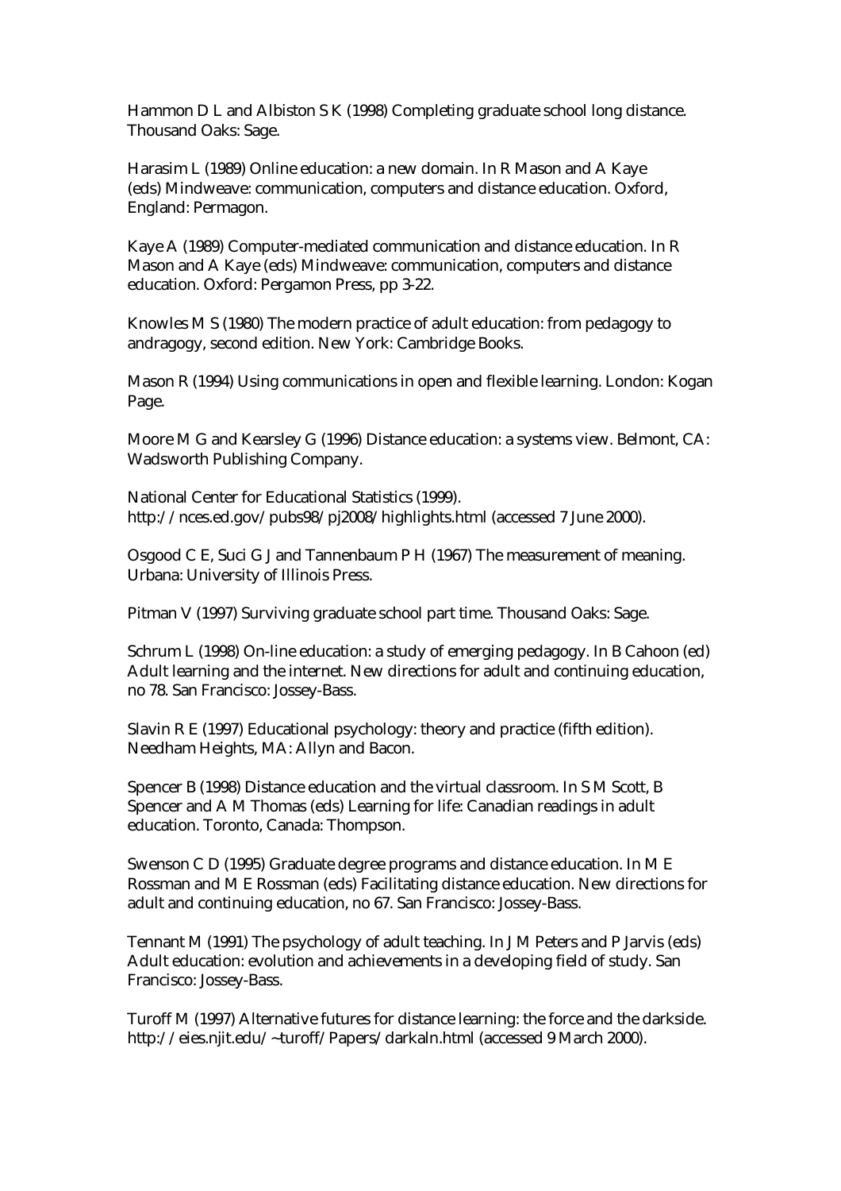Hammon D L and Albiston S K (1998) Completing graduate school long distance. Thousand Oaks: Sage.

Harasim L (1989) Online education: a new domain. In R Mason and A Kaye (eds) Mindweave: communication, computers and distance education. Oxford, England: Permagon.

Kaye A (1989) Computer-mediated communication and distance education. In R Mason and A Kaye (eds) Mindweave: communication, computers and distance education. Oxford: Pergamon Press, pp 3-22.

Knowles M S (1980) The modern practice of adult education: from pedagogy to andragogy, second edition. New York: Cambridge Books.

Mason R (1994) Using communications in open and flexible learning. London: Kogan Page.

Moore M G and Kearsley G (1996) Distance education: a systems view. Belmont, CA: Wadsworth Publishing Company.

National Center for Educational Statistics (1999). http://nces.ed.gov/pubs98/pj2008/highlights.html (accessed 7 June 2000).

Osgood C E, Suci G J and Tannenbaum P H (1967) The measurement of meaning. Urbana: University of Illinois Press.

Pitman V (1997) Surviving graduate school part time. Thousand Oaks: Sage.

Schrum L (1998) On-line education: a study of emerging pedagogy. In B Cahoon (ed) Adult learning and the internet. New directions for adult and continuing education, no 78. San Francisco: Jossey-Bass.

Slavin R E (1997) Educational psychology: theory and practice (fifth edition). Needham Heights, MA: Allyn and Bacon.

Spencer B (1998) Distance education and the virtual classroom. In S M Scott, B Spencer and A M Thomas (eds) Learning for life: Canadian readings in adult education. Toronto, Canada: Thompson.

Swenson C D (1995) Graduate degree programs and distance education. In M E Rossman and M E Rossman (eds) Facilitating distance education. New directions for adult and continuing education, no 67. San Francisco: Jossey-Bass.

Tennant M (1991) The psychology of adult teaching. In J M Peters and P Jarvis (eds) Adult education: evolution and achievements in a developing field of study. San Francisco: Jossey-Bass.

Turoff M (1997) Alternative futures for distance learning: the force and the darkside. http://eies.njit.edu/~turoff/Papers/darkaln.html (accessed 9 March 2000).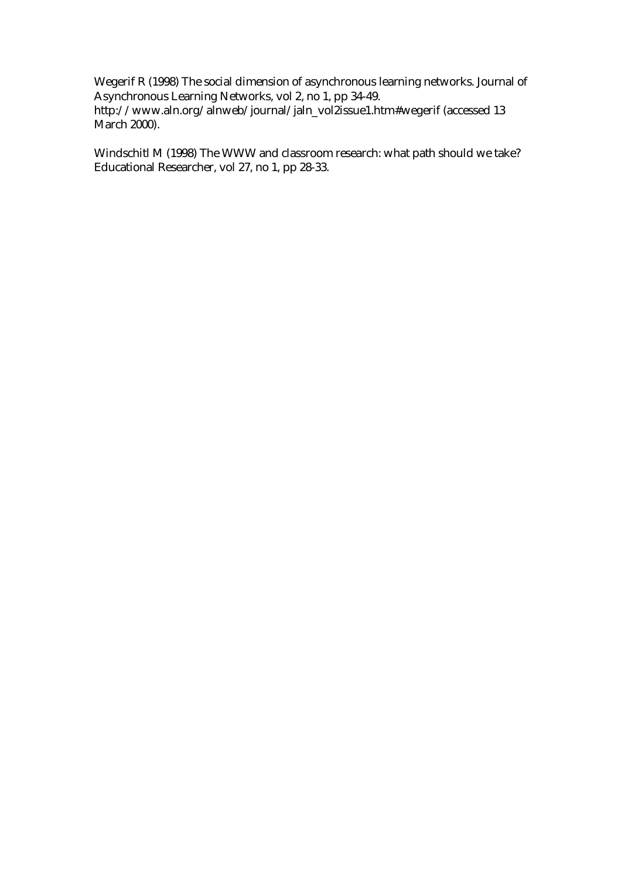Wegerif R (1998) The social dimension of asynchronous learning networks. Journal of Asynchronous Learning Networks, vol 2, no 1, pp 34-49. http://www.aln.org/alnweb/journal/jaln_vol2issue1.htm#wegerif (accessed 13 March 2000).

Windschitl M (1998) The WWW and classroom research: what path should we take? Educational Researcher, vol 27, no 1, pp 28-33.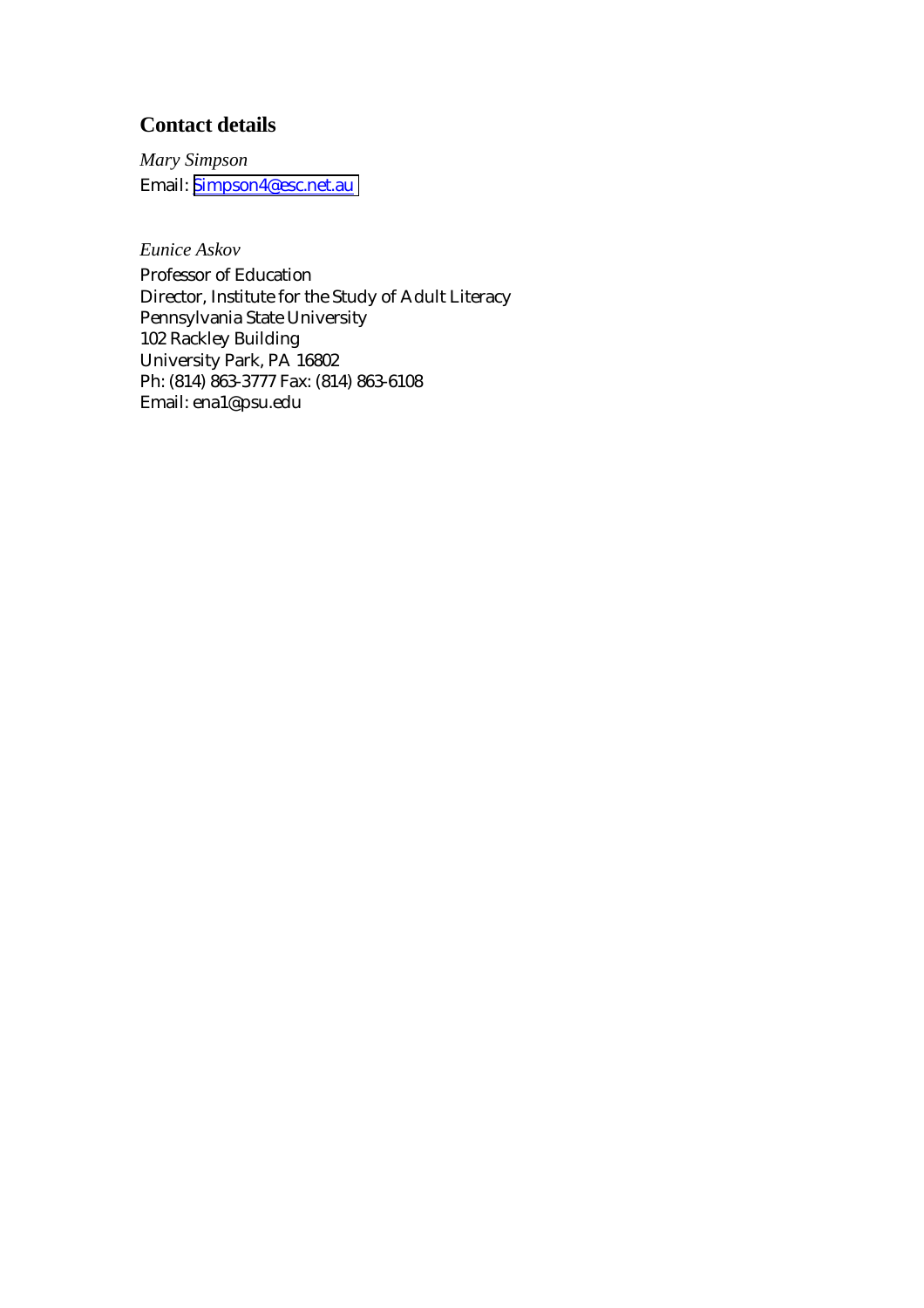## Contact details

*Mary Simpson*
Email: simpson4@esc.net.au

*Eunice Askov*
Professor of Education
Director, Institute for the Study of Adult Literacy
Pennsylvania State University
102 Rackley Building
University Park, PA 16802
Ph: (814) 863-3777 Fax: (814) 863-6108
Email: ena1@psu.edu